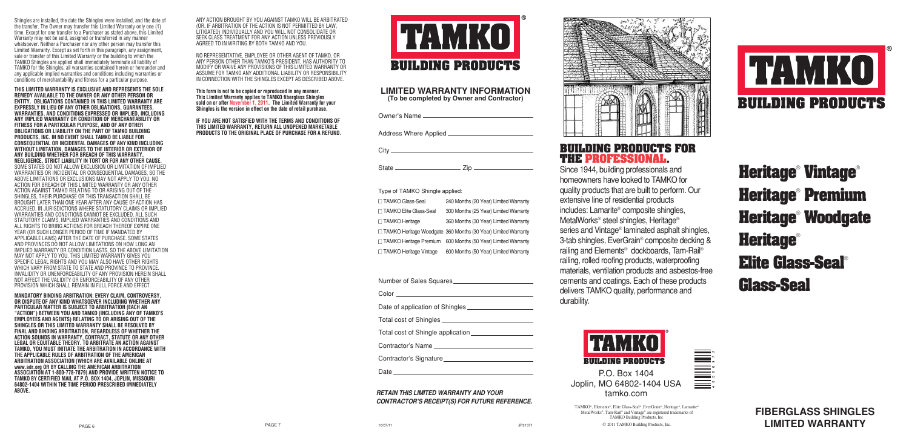Shingles are installed, the date the Shingles were installed, and the date of the transfer. The Owner may transfer this Limited Warranty only one (1) time. Except for one transfer to a Purchaser as stated above, this Limited Warranty may not be sold, assigned or transferred in any manner whatsoever. Neither a Purchaser nor any other person may transfer this Limited Warranty. Except as set forth in this paragraph, any assignment, sale or transfer of this Limited Warranty or the building to which the TAMKO Shingles are applied shall immediately terminate all liability of TAMKO for the Shingles, all warranties contained herein or hereunder and any applicable implied warranties and conditions including warranties or conditions of merchantability and fitness for a particular purpose.

**THIS LIMITED WARRANTY IS EXCLUSIVE AND REPRESENTS THE SOLE REMEDY AVAILABLE TO THE OWNER OR ANY OTHER PERSON OR ENTITY. OBLIGATIONS CONTAINED IN THIS LIMITED WARRANTY ARE EXPRESSLY IN LIEU OF ANY OTHER OBLIGATIONS, GUARANTEES, WARRANTIES, AND CONDITIONS EXPRESSED OR IMPLIED, INCLUDING ANY IMPLIED WARRANTY OR CONDITION OF MERCHANTABILITY OR FITNESS FOR A PARTICULAR PURPOSE, AND OF ANY OTHER OBLIGATIONS OR LIABILITY ON THE PART OF TAMKO BUILDING PRODUCTS, INC. IN NO EVENT SHALL TAMKO BE LIABLE FOR CONSEQUENTIAL OR INCIDENTAL DAMAGES OF ANY KIND INCLUDING WITHOUT LIMITATION, DAMAGES TO THE INTERIOR OR EXTERIOR OF ANY BUILDING WHETHER FOR BREACH OF THIS WARRANTY, NEGLIGENCE, STRICT LIABILITY IN TORT OR FOR ANY OTHER CAUSE.** SOME STATES DO NOT ALLOW EXCLUSION OR LIMITATION OF IMPLIED WARRANTIES OR INCIDENTAL OR CONSEQUENTIAL DAMAGES, SO THE ABOVE LIMITATIONS OR EXCLUSIONS MAY NOT APPLY TO YOU. NO ACTION FOR BREACH OF THIS LIMITED WARRANTY OR ANY OTHER ACTION AGAINST TAMKO RELATING TO OR ARISING OUT OF THE SHINGLES, THEIR PURCHASE OR THIS TRANSACTION SHALL BE BROUGHT LATER THAN ONE YEAR AFTER ANY CAUSE OF ACTION HAS ACCRUED. IN JURISDICTIONS WHERE STATUTORY CLAIMS OR IMPLIED WARRANTIES AND CONDITIONS CANNOT BE EXCLUDED, ALL SUCH STATUTORY CLAIMS, IMPLIED WARRANTIES AND CONDITIONS AND ALL RIGHTS TO BRING ACTIONS FOR BREACH THEREOF EXPIRE ONE YEAR (OR SUCH LONGER PERIOD OF TIME IF MANDATED BY APPLICABLE LAWS) AFTER THE DATE OF PURCHASE. SOME STATES AND PROVINCES DO NOT ALLOW LIMITATIONS ON HOW LONG AN IMPLIED WARRANTY OR CONDITION LASTS, SO THE ABOVE LIMITATION MAY NOT APPLY TO YOU. THIS LIMITED WARRANTY GIVES YOU SPECIFIC LEGAL RIGHTS AND YOU MAY ALSO HAVE OTHER RIGHTS WHICH VARY FROM STATE TO STATE AND PROVINCE TO PROVINCE. INVALIDITY OR UNENFORCEABILITY OF ANY PROVISION HEREIN SHALL NOT AFFECT THE VALIDITY OR ENFORCEABILITY OF ANY OTHER PROVISION WHICH SHALL REMAIN IN FULL FORCE AND EFFECT.

**MANDATORY BINDING ARBITRATION: EVERY CLAIM, CONTROVERSY, OR DISPUTE OF ANY KIND WHATSOEVER INCLUDING WHETHER ANY PARTICULAR MATTER IS SUBJECT TO ARBITRATION (EACH AN "ACTION") BETWEEN YOU AND TAMKO (INCLUDING ANY OF TAMKO'S EMPLOYEES AND AGENTS) RELATING TO OR ARISING OUT OF THE SHINGLES OR THIS LIMITED WARRANTY SHALL BE RESOLVED BY FINAL AND BINDING ARBITRATION, REGARDLESS OF WHETHER THE ACTION SOUNDS IN WARRANTY, CONTRACT, STATUTE OR ANY OTHER LEGAL OR EQUITABLE THEORY. TO ARBITRATE AN ACTION AGAINST TAMKO, YOU MUST INITIATE THE ARBITRATION IN ACCORDANCE WITH THE APPLICABLE RULES OF ARBITRATION OF THE AMERICAN ARBITRATION ASSOCIATION (WHICH ARE AVAILABLE ONLINE AT www.adr.org OR BY CALLING THE AMERICAN ARBITRATION ASSOCIATION AT 1-800-778-7879) AND PROVIDE WRITTEN NOTICE TO TAMKO BY CERTIFIED MAIL AT P.O. BOX 1404, JOPLIN, MISSOURI 64802-1404 WITHIN THE TIME PERIOD PRESCRIBED IMMEDIATELY ABOVE.**

ANY ACTION BROUGHT BY YOU AGAINST TAMKO WILL BE ARBITRATED (OR, IF ARBITRATION OF THE ACTION IS NOT PERMITTED BY LAW, LITIGATED) INDIVIDUALLY AND YOU WILL NOT CONSOLIDATE OR SEEK CLASS TREATMENT FOR ANY ACTION UNLESS PREVIOUSLY AGREED TO IN WRITING BY BOTH TAMKO AND YOU.

NO REPRESENTATIVE, EMPLOYEE OR OTHER AGENT OF TAMKO, OR ANY PERSON OTHER THAN TAMKO'S PRESIDENT, HAS AUTHORITY TO MODIFY OR WAIVE ANY PROVISIONS OF THIS LIMITED WARRANTY OR ASSUME FOR TAMKO ANY ADDITIONAL LIABILITY OR RESPONSIBILITY IN CONNECTION WITH THE SHINGLES EXCEPT AS DESCRIBED ABOVE.

**This form is not to be copied or reproduced in any manner. This Limited Warranty applies to TAMKO fiberglass Shingles sold on or after November 1, 2011. The Limited Warranty for your Shingles is the version in effect on the date of retail purchase.**

**IF YOU ARE NOT SATISFIED WITH THE TERMS AND CONDITIONS OF THIS LIMITED WARRANTY, RETURN ALL UNOPENED MARKETABLE PRODUCTS TO THE ORIGINAL PLACE OF PURCHASE FOR A REFUND.**

TAMKO® BUILDING PRODUCTS

## LIMITED WARRANTY INFORMATION

**(To be completed by Owner and Contractor)**

Owner's Name ____________________

Address Where Applied ____________________

City ____________________

State ____________ Zip ____________

Type of TAMKO Shingle applied:

| | |
|---|---|
| ☐ TAMKO Glass-Seal | 240 Months (20 Year) Limited Warranty |
| ☐ TAMKO Elite Glass-Seal | 300 Months (25 Year) Limited Warranty |
| ☐ TAMKO Heritage | 360 Months (30 Year) Limited Warranty |
| ☐ TAMKO Heritage Woodgate | 360 Months (30 Year) Limited Warranty |
| ☐ TAMKO Heritage Premium | 600 Months (50 Year) Limited Warranty |
| ☐ TAMKO Heritage Vintage | 600 Months (50 Year) Limited Warranty |

Number of Sales Squares ____________________

Color ____________________

Date of application of Shingles ____________________

Total cost of Shingles ____________________

Total cost of Shingle application ____________________

Contractor's Name ____________________

Contractor's Signature ____________________

Date ____________________

***RETAIN THIS LIMITED WARRANTY AND YOUR CONTRACTOR'S RECEIPT(S) FOR FUTURE REFERENCE.***

10/07/11 JP21371

## BUILDING PRODUCTS FOR THE PROFESSIONAL.

Since 1944, building professionals and homeowners have looked to TAMKO for quality products that are built to perform. Our extensive line of residential products includes: Lamarite® composite shingles, MetalWorks® steel shingles, Heritage® series and Vintage® laminated asphalt shingles, 3-tab shingles, EverGrain® composite decking & railing and Elements® dockboards, Tam-Rail® railing, rolled roofing products, waterproofing materials, ventilation products and asbestos-free cements and coatings. Each of these products delivers TAMKO quality, performance and durability.

TAMKO® BUILDING PRODUCTS

P.O. Box 1404
Joplin, MO 64802-1404 USA
tamko.com

TAMKO®, Elements®, Elite Glass-Seal®, EverGrain®, Heritage®, Lamarite® MetalWorks®, Tam-Rail® and Vintage® are registered trademarks of TAMKO Building Products, Inc.

© 2011 TAMKO Building Products, Inc.

TAMKO® BUILDING PRODUCTS

# Heritage® Vintage®
# Heritage® Premium
# Heritage® Woodgate
# Heritage®
# Elite Glass-Seal®
# Glass-Seal

## FIBERGLASS SHINGLES LIMITED WARRANTY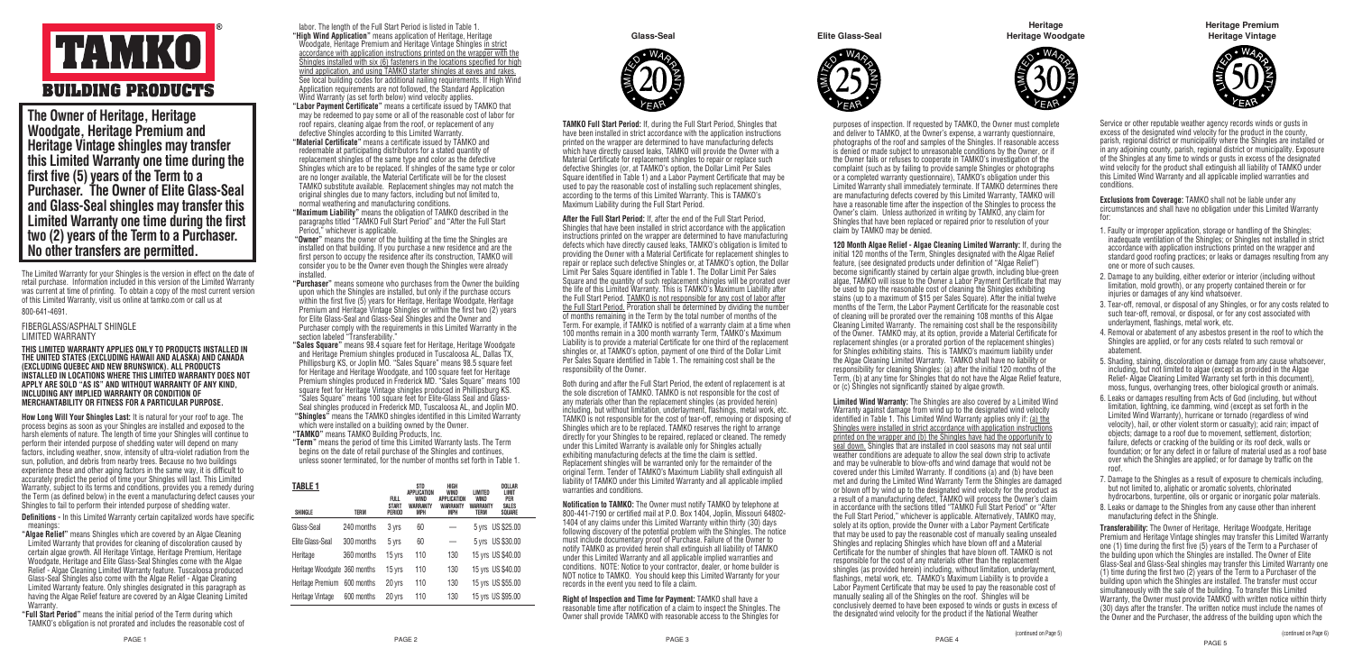# TAMKO® BUILDING PRODUCTS

**The Owner of Heritage, Heritage Woodgate, Heritage Premium and Heritage Vintage shingles may transfer this Limited Warranty one time during the first five (5) years of the Term to a Purchaser. The Owner of Elite Glass-Seal and Glass-Seal shingles may transfer this Limited Warranty one time during the first two (2) years of the Term to a Purchaser. No other transfers are permitted.**

The Limited Warranty for your Shingles is the version in effect on the date of retail purchase. Information included in this version of the Limited Warranty was current at time of printing. To obtain a copy of the most current version of this Limited Warranty, visit us online at tamko.com or call us at 800-641-4691.

FIBERGLASS/ASPHALT SHINGLE
LIMITED WARRANTY

**THIS LIMITED WARRANTY APPLIES ONLY TO PRODUCTS INSTALLED IN THE UNITED STATES (EXCLUDING HAWAII AND ALASKA) AND CANADA (EXCLUDING QUEBEC AND NEW BRUNSWICK). ALL PRODUCTS INSTALLED IN LOCATIONS WHERE THIS LIMITED WARRANTY DOES NOT APPLY ARE SOLD "AS IS" AND WITHOUT WARRANTY OF ANY KIND, INCLUDING ANY IMPLIED WARRANTY OR CONDITION OF MERCHANTABILITY OR FITNESS FOR A PARTICULAR PURPOSE.**

**How Long Will Your Shingles Last:** It is natural for your roof to age. The process begins as soon as your Shingles are installed and exposed to the harsh elements of nature. The length of time your Shingles will continue to perform their intended purpose of shedding water will depend on many factors, including weather, snow, intensity of ultra-violet radiation from the sun, pollution, and debris from nearby trees. Because no two buildings experience these and other aging factors in the same way, it is difficult to accurately predict the period of time your Shingles will last. This Limited Warranty, subject to its terms and conditions, provides you a remedy during the Term (as defined below) in the event a manufacturing defect causes your Shingles to fail to perform their intended purpose of shedding water.

**Definitions -** In this Limited Warranty certain capitalized words have specific meanings:

**"Algae Relief"** means Shingles which are covered by an Algae Cleaning Limited Warranty that provides for cleaning of discoloration caused by certain algae growth. All Heritage Vintage, Heritage Premium, Heritage Woodgate, Heritage and Elite Glass-Seal Shingles come with the Algae Relief - Algae Cleaning Limited Warranty feature. Tuscaloosa produced Glass-Seal Shingles also come with the Algae Relief - Algae Cleaning Limited Warranty feature. Only shingles designated in this paragraph as having the Algae Relief feature are covered by an Algae Cleaning Limited Warranty.

**"Full Start Period"** means the initial period of the Term during which TAMKO's obligation is not prorated and includes the reasonable cost of labor. The length of the Full Start Period is listed in Table 1.

**"High Wind Application"** means application of Heritage, Heritage Woodgate, Heritage Premium and Heritage Vintage Shingles in strict accordance with application instructions printed on the wrapper with the Shingles installed with six (6) fasteners in the locations specified for high wind application, and using TAMKO starter shingles at eaves and rakes. See local building codes for additional nailing requirements. If High Wind Application requirements are not followed, the Standard Application Wind Warranty (as set forth below) wind velocity applies.

**"Labor Payment Certificate"** means a certificate issued by TAMKO that may be redeemed to pay some or all of the reasonable cost of labor for roof repairs, cleaning algae from the roof, or replacement of any defective Shingles according to this Limited Warranty.

**"Material Certificate"** means a certificate issued by TAMKO and redeemable at participating distributors for a stated quantity of replacement shingles of the same type and color as the defective Shingles which are to be replaced. If shingles of the same type or color are no longer available, the Material Certificate will be for the closest TAMKO substitute available. Replacement shingles may not match the original shingles due to many factors, including but not limited to, normal weathering and manufacturing conditions.

**"Maximum Liability"** means the obligation of TAMKO described in the paragraphs titled "TAMKO Full Start Period" and "After the Full Start Period," whichever is applicable.

**"Owner"** means the owner of the building at the time the Shingles are installed on that building. If you purchase a new residence and are the first person to occupy the residence after its construction, TAMKO will consider you to be the Owner even though the Shingles were already installed.

**"Purchaser"** means someone who purchases from the Owner the building upon which the Shingles are installed, but only if the purchase occurs within the first five (5) years for Heritage, Heritage Woodgate, Heritage Premium and Heritage Vintage Shingles or within the first two (2) years for Elite Glass-Seal and Glass-Seal Shingles and the Owner and Purchaser comply with the requirements in this Limited Warranty in the section labeled "Transferability."

**"Sales Square"** means 98.4 square feet for Heritage, Heritage Woodgate and Heritage Premium shingles produced in Tuscaloosa AL, Dallas TX, Phillipsburg KS, or Joplin MO. "Sales Square" means 98.5 square feet for Heritage and Heritage Woodgate, and 100 square feet for Heritage Premium shingles produced in Frederick MD. "Sales Square" means 100 square feet for Heritage Vintage shingles produced in Phillipsburg KS. "Sales Square" means 100 square feet for Elite-Glass Seal and Glass-Seal shingles produced in Frederick MD, Tuscaloosa AL, and Joplin MO.

**"Shingles"** means the TAMKO shingles identified in this Limited Warranty which were installed on a building owned by the Owner.

**"TAMKO"** means TAMKO Building Products, Inc.

**"Term"** means the period of time this Limited Warranty lasts. The Term begins on the date of retail purchase of the Shingles and continues, unless sooner terminated, for the number of months set forth in Table 1.

**TABLE 1**

| SHINGLE | TERM | FULL START PERIOD | STD APPLICATION WIND WARRANTY MPH | HIGH WIND APPLICATION WARRANTY MPH | LIMITED WIND WARRANTY TERM | DOLLAR LIMIT PER SALES SQUARE |
|---|---|---|---|---|---|---|
| Glass-Seal | 240 months | 3 yrs | 60 | — | 5 yrs | US $25.00 |
| Elite Glass-Seal | 300 months | 5 yrs | 60 | — | 5 yrs | US $30.00 |
| Heritage | 360 months | 15 yrs | 110 | 130 | 15 yrs | US $40.00 |
| Heritage Woodgate | 360 months | 15 yrs | 110 | 130 | 15 yrs | US $40.00 |
| Heritage Premium | 600 months | 20 yrs | 110 | 130 | 15 yrs | US $55.00 |
| Heritage Vintage | 600 months | 20 yrs | 110 | 130 | 15 yrs | US $95.00 |

Glass-Seal — LIMITED WARRANTY 20 YEAR

Elite Glass-Seal — LIMITED WARRANTY 25 YEAR

Heritage / Heritage Woodgate — LIMITED WARRANTY 30 YEAR

Heritage Premium / Heritage Vintage — LIMITED WARRANTY 50 YEAR

**TAMKO Full Start Period:** If, during the Full Start Period, Shingles that have been installed in strict accordance with the application instructions printed on the wrapper are determined to have manufacturing defects which have directly caused leaks, TAMKO will provide the Owner with a Material Certificate for replacement shingles to repair or replace such defective Shingles (or, at TAMKO's option, the Dollar Limit Per Sales Square identified in Table 1) and a Labor Payment Certificate that may be used to pay the reasonable cost of installing such replacement shingles, according to the terms of this Limited Warranty. This is TAMKO's Maximum Liability during the Full Start Period.

**After the Full Start Period:** If, after the end of the Full Start Period, Shingles that have been installed in strict accordance with the application instructions printed on the wrapper are determined to have manufacturing defects which have directly caused leaks, TAMKO's obligation is limited to providing the Owner with a Material Certificate for replacement shingles to repair or replace such defective Shingles (or, at TAMKO's option, the Dollar Limit Per Sales Square identified in Table 1). The Dollar Limit Per Sales Square and the quantity of such replacement shingles will be prorated over the life of this Limited Warranty. This is TAMKO's Maximum Liability after the Full Start Period. TAMKO is not responsible for any cost of labor after the Full Start Period. Proration shall be determined by dividing the number of months remaining in the Term by the total number of months of the Term. For example, if TAMKO is notified of a warranty claim at a time when 100 months remain in a 300 month warranty Term, TAMKO's Maximum Liability is to provide a material Certificate for one third of the replacement shingles or, at TAMKO's option, payment of one third of the Dollar Limit Per Sales Square identified in Table 1. The remaining cost shall be the responsibility of the Owner.

Both during and after the Full Start Period, the extent of replacement is at the sole discretion of TAMKO. TAMKO is not responsible for the cost of any materials other than the replacement shingles (as provided herein) including, but without limitation, underlayment, flashings, metal work, etc. TAMKO is not responsible for the cost of tear-off, removing or disposing of Shingles which are to be replaced. TAMKO reserves the right to arrange directly for your Shingles to be repaired, replaced or cleaned. The remedy under this Limited Warranty is available only for Shingles actually exhibiting manufacturing defects at the time the claim is settled. Replacement shingles will be warranted only for the remainder of the original Term. Tender of TAMKO's Maximum Liability shall extinguish all liability of TAMKO under this Limited Warranty and all applicable implied warranties and conditions.

**Notification to TAMKO:** The Owner must notify TAMKO by telephone at 800-441-7190 or certified mail at P.O. Box 1404, Joplin, Missouri 64802-1404 of any claims under this Limited Warranty within thirty (30) days following discovery of the potential problem with the Shingles. The notice must include documentary proof of Purchase. Failure of the Owner to notify TAMKO as provided herein shall extinguish all liability of TAMKO under this Limited Warranty and all applicable implied warranties and conditions. NOTE: Notice to your contractor, dealer, or home builder is NOT notice to TAMKO. You should keep this Limited Warranty for your records in the event you need to file a claim.

**Right of Inspection and Time for Payment:** TAMKO shall have a reasonable time after notification of a claim to inspect the Shingles. The Owner shall provide TAMKO with reasonable access to the Shingles for purposes of inspection. If requested by TAMKO, the Owner must complete and deliver to TAMKO, at the Owner's expense, a warranty questionnaire, photographs of the roof and samples of the Shingles. If reasonable access is denied or made subject to unreasonable conditions by the Owner, or if the Owner fails or refuses to cooperate in TAMKO's investigation of the complaint (such as by failing to provide sample Shingles or photographs or a completed warranty questionnaire), TAMKO's obligation under this Limited Warranty shall immediately terminate. If TAMKO determines there are manufacturing defects covered by this Limited Warranty, TAMKO will have a reasonable time after the inspection of the Shingles to process the Owner's claim. Unless authorized in writing by TAMKO, any claim for Shingles that have been replaced or repaired prior to resolution of your claim by TAMKO may be denied.

**120 Month Algae Relief - Algae Cleaning Limited Warranty:** If, during the initial 120 months of the Term, Shingles designated with the Algae Relief feature, (see designated products under definition of "Algae Relief") become significantly stained by certain algae growth, including blue-green algae, TAMKO will issue to the Owner a Labor Payment Certificate that may be used to pay the reasonable cost of cleaning the Shingles exhibiting stains (up to a maximum of $15 per Sales Square). After the initial twelve months of the Term, the Labor Payment Certificate for the reasonable cost of cleaning will be prorated over the remaining 108 months of this Algae Cleaning Limited Warranty. The remaining cost shall be the responsibility of the Owner. TAMKO may, at its option, provide a Material Certificate for replacement shingles (or a prorated portion of the replacement shingles) for Shingles exhibiting stains. This is TAMKO's maximum liability under the Algae Cleaning Limited Warranty. TAMKO shall have no liability or responsibility for cleaning Shingles: (a) after the initial 120 months of the Term, (b) at any time for Shingles that do not have the Algae Relief feature, or (c) Shingles not significantly stained by algae growth.

**Limited Wind Warranty:** The Shingles are also covered by a Limited Wind Warranty against damage from wind up to the designated wind velocity identified in Table 1. This Limited Wind Warranty applies only if: (a) the Shingles were installed in strict accordance with application instructions printed on the wrapper and (b) the Shingles have had the opportunity to seal down. Shingles that are installed in cool seasons may not seal until weather conditions are adequate to allow the seal down strip to activate and may be vulnerable to blow-offs and wind damage that would not be covered under this Limited Warranty. If conditions (a) and (b) have been met and during the Limited Wind Warranty Term the Shingles are damaged or blown off by wind up to the designated wind velocity for the product as a result of a manufacturing defect, TAMKO will process the Owner's claim in accordance with the sections titled "TAMKO Full Start Period" or "After the Full Start Period," whichever is applicable. Alternatively, TAMKO may, solely at its option, provide the Owner with a Labor Payment Certificate that may be used to pay the reasonable cost of manually sealing unsealed Shingles and replacing Shingles which have blown off and a Material Certificate for the number of shingles that have blown off. TAMKO is not responsible for the cost of any materials other than the replacement shingles (as provided herein) including, without limitation, underlayment, flashings, metal work, etc. TAMKO's Maximum Liability is to provide a Labor Payment Certificate that may be used to pay the reasonable cost of manually sealing all of the Shingles on the roof. Shingles will be conclusively deemed to have been exposed to winds or gusts in excess of the designated wind velocity for the product if the National Weather Service or other reputable weather agency records winds or gusts in excess of the designated wind velocity for the product in the county, parish, regional district or municipality where the Shingles are installed or in any adjoining county, parish, regional district or municipality. Exposure of the Shingles at any time to winds or gusts in excess of the designated wind velocity for the product shall extinguish all liability of TAMKO under this Limited Wind Warranty and all applicable implied warranties and conditions.

**Exclusions from Coverage:** TAMKO shall not be liable under any circumstances and shall have no obligation under this Limited Warranty for:

1. Faulty or improper application, storage or handling of the Shingles; inadequate ventilation of the Shingles; or Shingles not installed in strict accordance with application instructions printed on the wrapper and standard good roofing practices; or leaks or damages resulting from any one or more of such causes.
2. Damage to any building, either exterior or interior (including without limitation, mold growth), or any property contained therein or for injuries or damages of any kind whatsoever.
3. Tear-off, removal, or disposal of any Shingles, or for any costs related to such tear-off, removal, or disposal, or for any cost associated with underlayment, flashings, metal work, etc.
4. Removal or abatement of any asbestos present in the roof to which the Shingles are applied, or for any costs related to such removal or abatement.
5. Shading, staining, discoloration or damage from any cause whatsoever, including, but not limited to algae (except as provided in the Algae Relief- Algae Cleaning Limited Warranty set forth in this document), moss, fungus, overhanging trees, other biological growth or animals.
6. Leaks or damages resulting from Acts of God (including, but without limitation, lightning, ice damming, wind (except as set forth in the Limited Wind Warranty), hurricane or tornado (regardless of wind velocity), hail, or other violent storm or casualty); acid rain; impact of objects; damage to a roof due to movement, settlement, distortion; failure, defects or cracking of the building or its roof deck, walls or foundation; or for any defect in or failure of material used as a roof base over which the Shingles are applied; or for damage by traffic on the roof.
7. Damage to the Shingles as a result of exposure to chemicals including, but not limited to, aliphatic or aromatic solvents, chlorinated hydrocarbons, turpentine, oils or organic or inorganic polar materials.
8. Leaks or damage to the Shingles from any cause other than inherent manufacturing defect in the Shingle.

**Transferability:** The Owner of Heritage, Heritage Woodgate, Heritage Premium and Heritage Vintage shingles may transfer this Limited Warranty one (1) time during the first five (5) years of the Term to a Purchaser of the building upon which the Shingles are installed. The Owner of Elite Glass-Seal and Glass-Seal shingles may transfer this Limited Warranty one (1) time during the first two (2) years of the Term to a Purchaser of the building upon which the Shingles are installed. The transfer must occur simultaneously with the sale of the building. To transfer this Limited Warranty, the Owner must provide TAMKO with written notice within thirty (30) days after the transfer. The written notice must include the names of the Owner and the Purchaser, the address of the building upon which the

(continued on page 6)